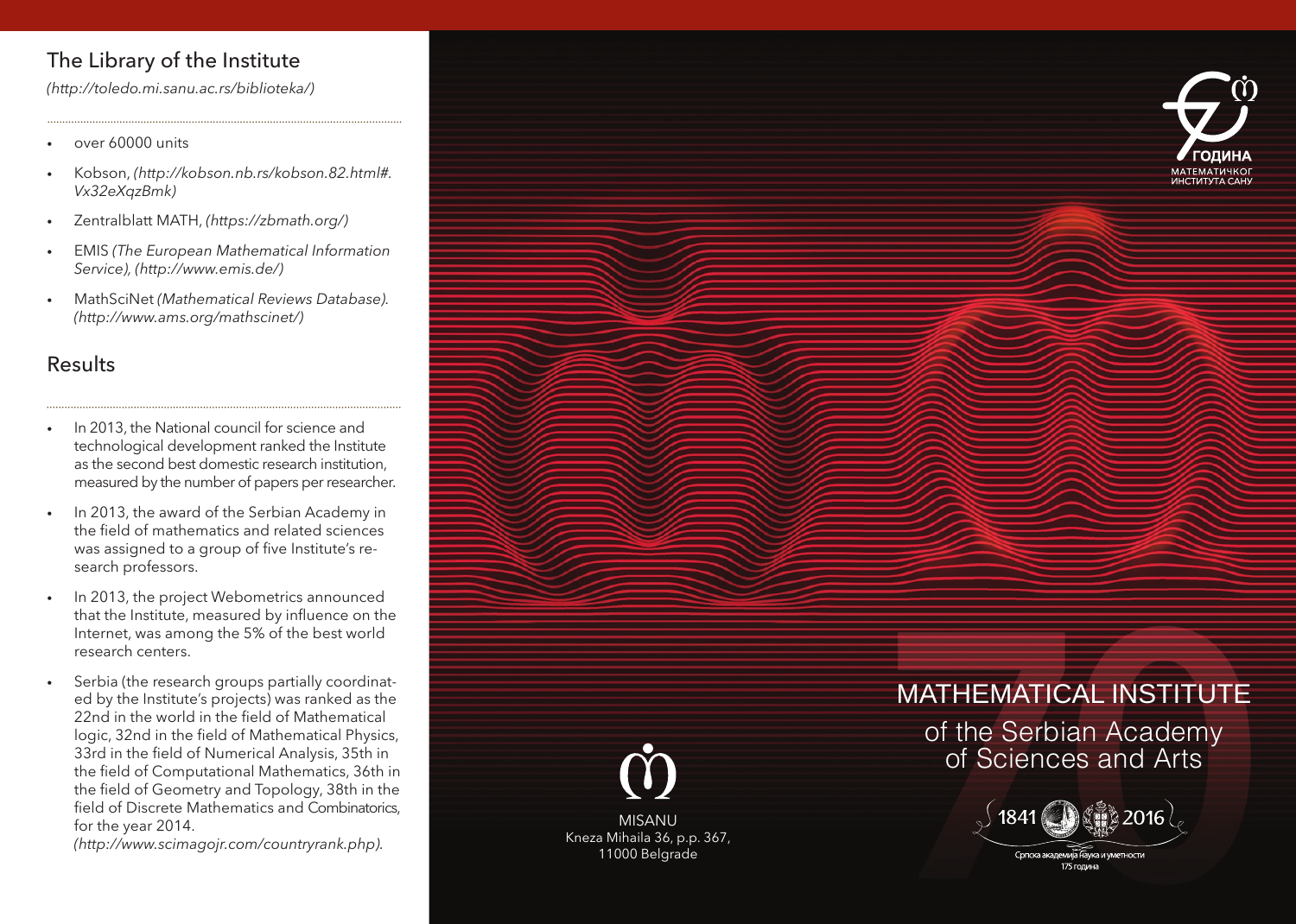## The Library of the Institute

*(http://toledo.mi.sanu.ac.rs/biblioteka/)*

- over 60000 units
- Kobson, *(http://kobson.nb.rs/kobson.82.html#.Vx32eXqzBmk)*
- Zentralblatt MATH, *(https://zbmath.org/)*
- EMIS *(The European Mathematical Information Service), (http://www.emis.de/)*
- MathSciNet *(Mathematical Reviews Database). (http://www.ams.org/mathscinet/)*

## Results

- In 2013, the National council for science and technological development ranked the Institute as the second best domestic research institution, measured by the number of papers per researcher.
- In 2013, the award of the Serbian Academy in the field of mathematics and related sciences was assigned to a group of five Institute's research professors.
- In 2013, the project Webometrics announced that the Institute, measured by influence on the Internet, was among the 5% of the best world research centers.
- Serbia (the research groups partially coordinated by the Institute's projects) was ranked as the 22nd in the world in the field of Mathematical logic, 32nd in the field of Mathematical Physics, 33rd in the field of Numerical Analysis, 35th in the field of Computational Mathematics, 36th in the field of Geometry and Topology, 38th in the field of Discrete Mathematics and Combinatorics, for the year 2014. *(http://www.scimagojr.com/countryrank.php)*.

MISANU
Kneza Mihaila 36, p.p. 367,
11000 Belgrade

70 ГОДИНА
МАТЕМАТИЧКОГ ИНСТИТУТА САНУ

# MATHEMATICAL INSTITUTE

## of the Serbian Academy of Sciences and Arts

1841 2016

Српска академија наука и уметности
175 година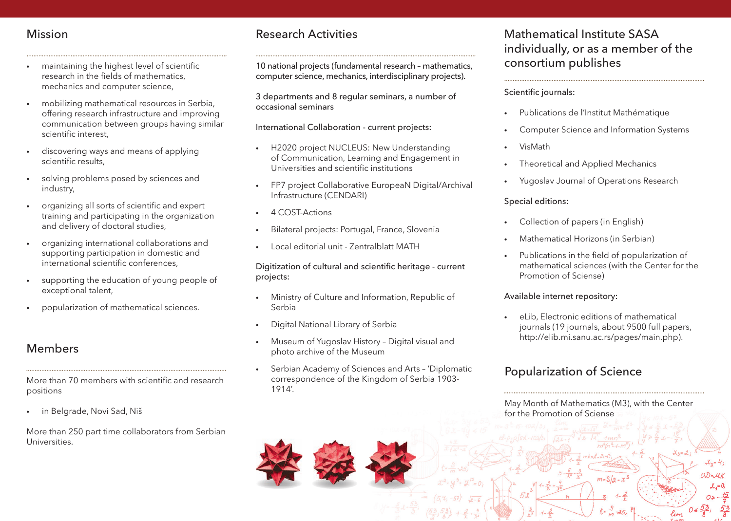## Mission

- maintaining the highest level of scientific research in the fields of mathematics, mechanics and computer science,
- mobilizing mathematical resources in Serbia, offering research infrastructure and improving communication between groups having similar scientific interest,
- discovering ways and means of applying scientific results,
- solving problems posed by sciences and industry,
- organizing all sorts of scientific and expert training and participating in the organization and delivery of doctoral studies,
- organizing international collaborations and supporting participation in domestic and international scientific conferences,
- supporting the education of young people of exceptional talent,
- popularization of mathematical sciences.

## Members

More than 70 members with scientific and research positions

- in Belgrade, Novi Sad, Niš

More than 250 part time collaborators from Serbian Universities.

## Research Activities

10 national projects (fundamental research – mathematics, computer science, mechanics, interdisciplinary projects).

3 departments and 8 regular seminars, a number of occasional seminars

International Collaboration - current projects:

- H2020 project NUCLEUS: New Understanding of Communication, Learning and Engagement in Universities and scientific institutions
- FP7 project Collaborative EuropeaN Digital/Archival Infrastructure (CENDARI)
- 4 COST-Actions
- Bilateral projects: Portugal, France, Slovenia
- Local editorial unit - Zentralblatt MATH

Digitization of cultural and scientific heritage - current projects:

- Ministry of Culture and Information, Republic of Serbia
- Digital National Library of Serbia
- Museum of Yugoslav History – Digital visual and photo archive of the Museum
- Serbian Academy of Sciences and Arts – 'Diplomatic correspondence of the Kingdom of Serbia 1903-1914'.

## Mathematical Institute SASA individually, or as a member of the consortium publishes

Scientific journals:

- Publications de l'Institut Mathématique
- Computer Science and Information Systems
- VisMath
- Theoretical and Applied Mechanics
- Yugoslav Journal of Operations Research

Special editions:

- Collection of papers (in English)
- Mathematical Horizons (in Serbian)
- Publications in the field of popularization of mathematical sciences (with the Center for the Promotion of Sciense)

Available internet repository:

- eLib, Electronic editions of mathematical journals (19 journals, about 9500 full papers, http://elib.mi.sanu.ac.rs/pages/main.php).

## Popularization of Science

May Month of Mathematics (M3), with the Center for the Promotion of Sciense